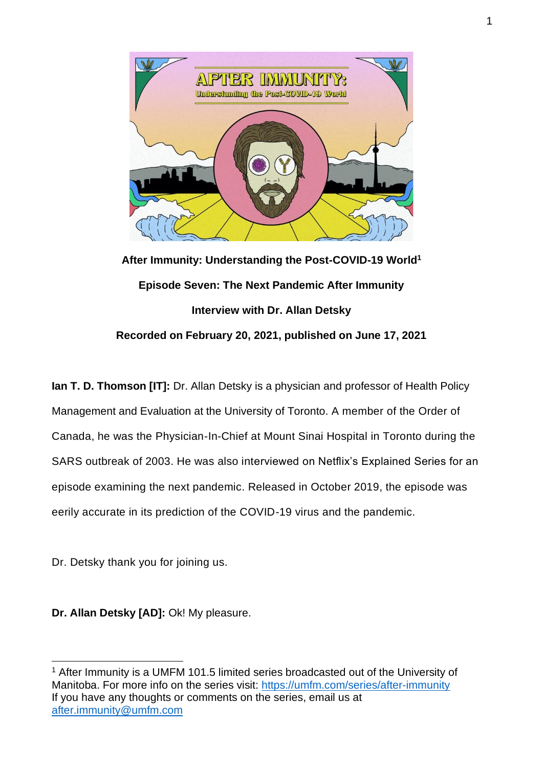**After Immunity: Understanding the Post-COVID-19 World[1]**

**Episode Seven: The Next Pandemic After Immunity**

**Interview with Dr. Allan Detsky**

**Recorded on February 20, 2021, published on June 17, 2021**

**Ian T. D. Thomson [IT]:** Dr. Allan Detsky is a physician and professor of Health Policy Management and Evaluation at the University of Toronto. A member of the Order of Canada, he was the Physician-In-Chief at Mount Sinai Hospital in Toronto during the SARS outbreak of 2003. He was also interviewed on Netflix's Explained Series for an episode examining the next pandemic. Released in October 2019, the episode was eerily accurate in its prediction of the COVID-19 virus and the pandemic.

Dr. Detsky thank you for joining us.

**Dr. Allan Detsky [AD]:** Ok! My pleasure.

---

[1] After Immunity is a UMFM 101.5 limited series broadcasted out of the University of Manitoba. For more info on the series visit: https://umfm.com/series/after-immunity
If you have any thoughts or comments on the series, email us at after.immunity@umfm.com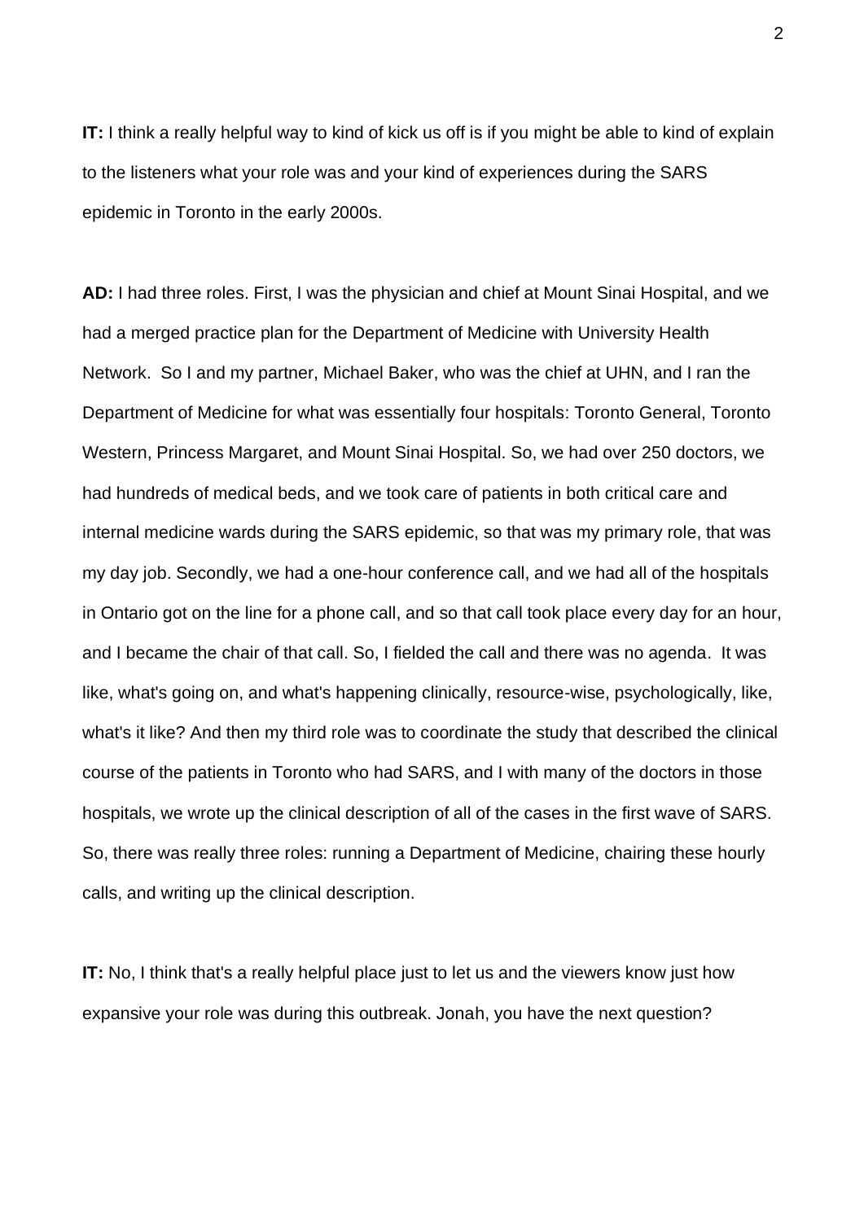**IT:** I think a really helpful way to kind of kick us off is if you might be able to kind of explain to the listeners what your role was and your kind of experiences during the SARS epidemic in Toronto in the early 2000s.

**AD:** I had three roles. First, I was the physician and chief at Mount Sinai Hospital, and we had a merged practice plan for the Department of Medicine with University Health Network. So I and my partner, Michael Baker, who was the chief at UHN, and I ran the Department of Medicine for what was essentially four hospitals: Toronto General, Toronto Western, Princess Margaret, and Mount Sinai Hospital. So, we had over 250 doctors, we had hundreds of medical beds, and we took care of patients in both critical care and internal medicine wards during the SARS epidemic, so that was my primary role, that was my day job. Secondly, we had a one-hour conference call, and we had all of the hospitals in Ontario got on the line for a phone call, and so that call took place every day for an hour, and I became the chair of that call. So, I fielded the call and there was no agenda. It was like, what's going on, and what's happening clinically, resource-wise, psychologically, like, what's it like? And then my third role was to coordinate the study that described the clinical course of the patients in Toronto who had SARS, and I with many of the doctors in those hospitals, we wrote up the clinical description of all of the cases in the first wave of SARS. So, there was really three roles: running a Department of Medicine, chairing these hourly calls, and writing up the clinical description.

**IT:** No, I think that's a really helpful place just to let us and the viewers know just how expansive your role was during this outbreak. Jonah, you have the next question?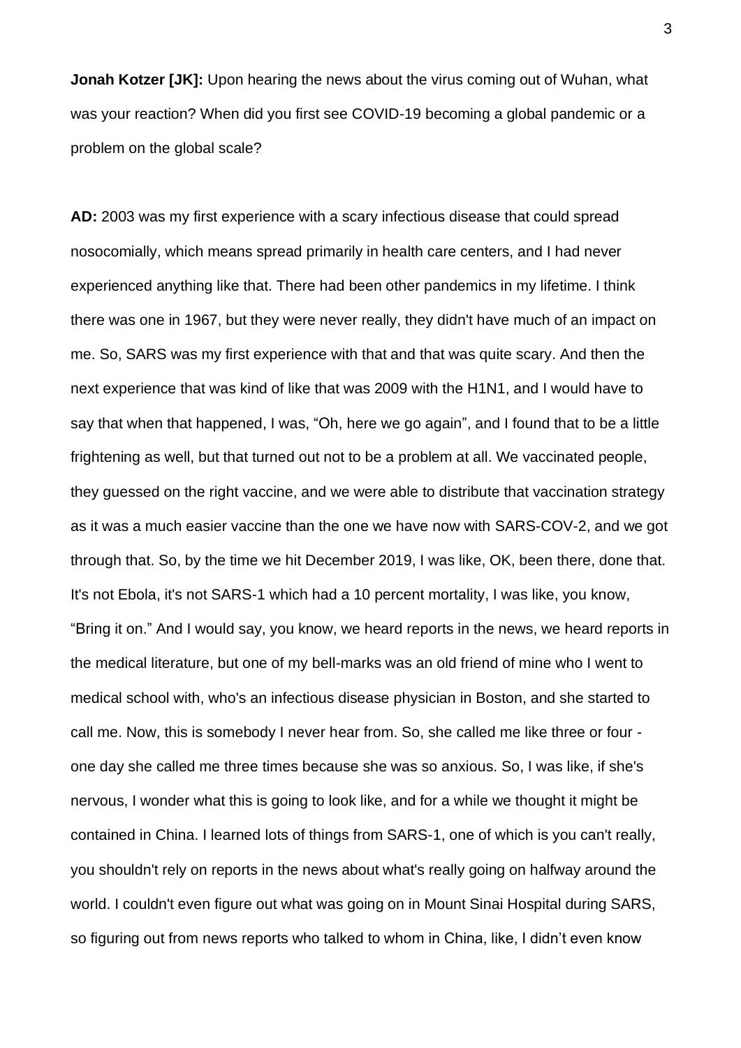**Jonah Kotzer [JK]:** Upon hearing the news about the virus coming out of Wuhan, what was your reaction? When did you first see COVID-19 becoming a global pandemic or a problem on the global scale?

**AD:** 2003 was my first experience with a scary infectious disease that could spread nosocomially, which means spread primarily in health care centers, and I had never experienced anything like that. There had been other pandemics in my lifetime. I think there was one in 1967, but they were never really, they didn't have much of an impact on me. So, SARS was my first experience with that and that was quite scary. And then the next experience that was kind of like that was 2009 with the H1N1, and I would have to say that when that happened, I was, "Oh, here we go again", and I found that to be a little frightening as well, but that turned out not to be a problem at all. We vaccinated people, they guessed on the right vaccine, and we were able to distribute that vaccination strategy as it was a much easier vaccine than the one we have now with SARS-COV-2, and we got through that. So, by the time we hit December 2019, I was like, OK, been there, done that. It's not Ebola, it's not SARS-1 which had a 10 percent mortality, I was like, you know, "Bring it on." And I would say, you know, we heard reports in the news, we heard reports in the medical literature, but one of my bell-marks was an old friend of mine who I went to medical school with, who's an infectious disease physician in Boston, and she started to call me. Now, this is somebody I never hear from. So, she called me like three or four - one day she called me three times because she was so anxious. So, I was like, if she's nervous, I wonder what this is going to look like, and for a while we thought it might be contained in China. I learned lots of things from SARS-1, one of which is you can't really, you shouldn't rely on reports in the news about what's really going on halfway around the world. I couldn't even figure out what was going on in Mount Sinai Hospital during SARS, so figuring out from news reports who talked to whom in China, like, I didn't even know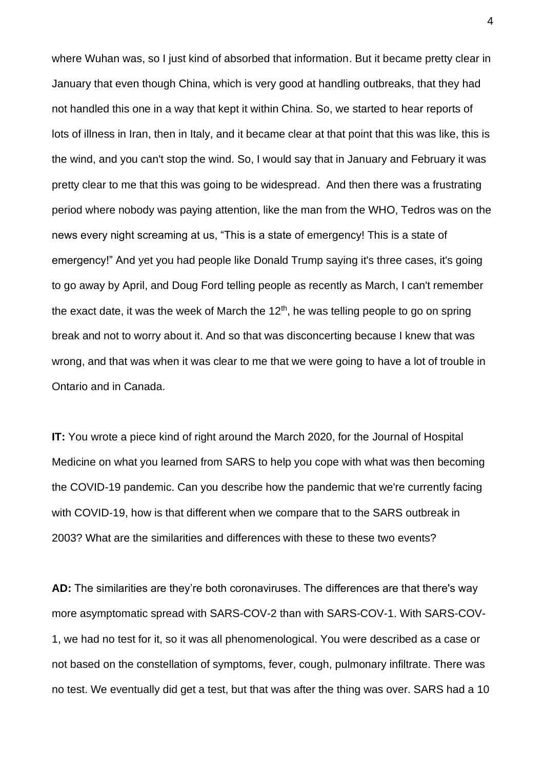where Wuhan was, so I just kind of absorbed that information. But it became pretty clear in January that even though China, which is very good at handling outbreaks, that they had not handled this one in a way that kept it within China. So, we started to hear reports of lots of illness in Iran, then in Italy, and it became clear at that point that this was like, this is the wind, and you can't stop the wind. So, I would say that in January and February it was pretty clear to me that this was going to be widespread. And then there was a frustrating period where nobody was paying attention, like the man from the WHO, Tedros was on the news every night screaming at us, "This is a state of emergency! This is a state of emergency!" And yet you had people like Donald Trump saying it's three cases, it's going to go away by April, and Doug Ford telling people as recently as March, I can't remember the exact date, it was the week of March the 12th, he was telling people to go on spring break and not to worry about it. And so that was disconcerting because I knew that was wrong, and that was when it was clear to me that we were going to have a lot of trouble in Ontario and in Canada.

**IT:** You wrote a piece kind of right around the March 2020, for the Journal of Hospital Medicine on what you learned from SARS to help you cope with what was then becoming the COVID-19 pandemic. Can you describe how the pandemic that we're currently facing with COVID-19, how is that different when we compare that to the SARS outbreak in 2003? What are the similarities and differences with these to these two events?

**AD:** The similarities are they're both coronaviruses. The differences are that there's way more asymptomatic spread with SARS-COV-2 than with SARS-COV-1. With SARS-COV-1, we had no test for it, so it was all phenomenological. You were described as a case or not based on the constellation of symptoms, fever, cough, pulmonary infiltrate. There was no test. We eventually did get a test, but that was after the thing was over. SARS had a 10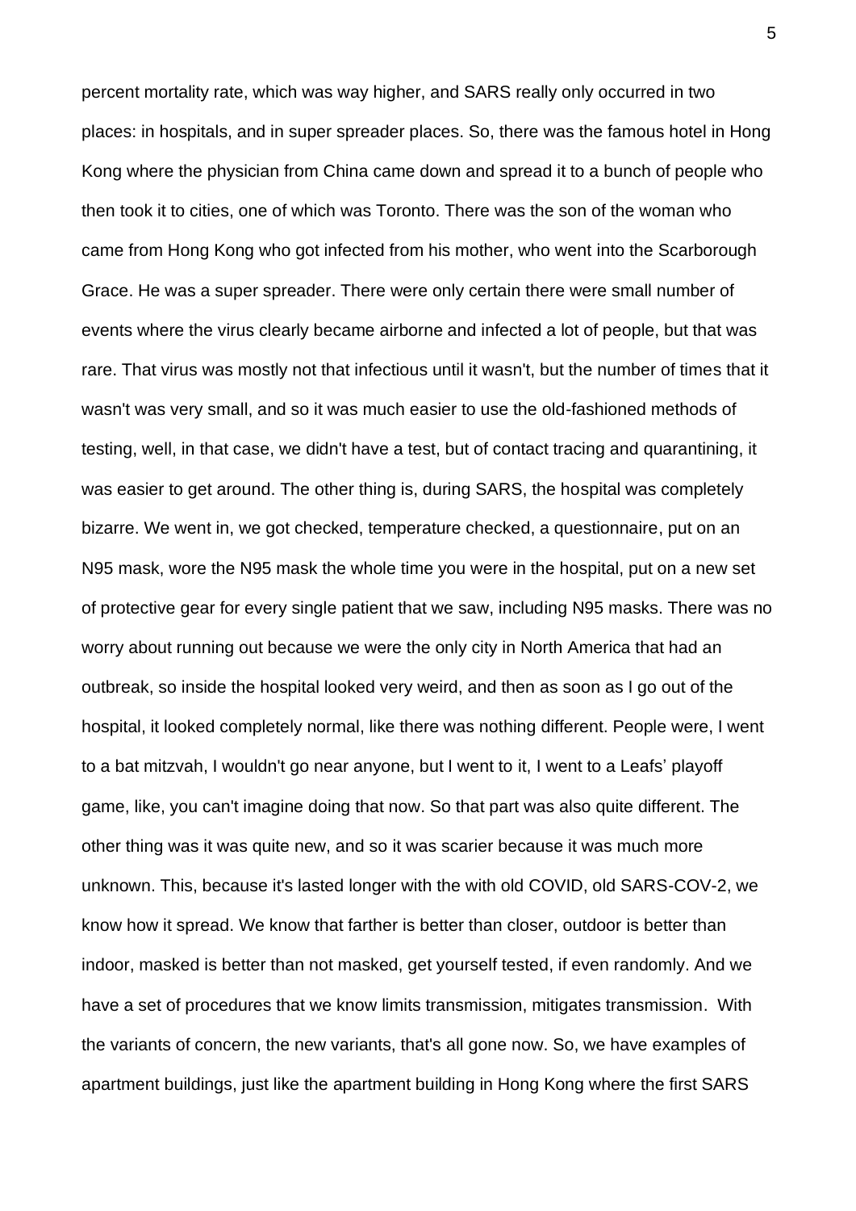percent mortality rate, which was way higher, and SARS really only occurred in two places: in hospitals, and in super spreader places. So, there was the famous hotel in Hong Kong where the physician from China came down and spread it to a bunch of people who then took it to cities, one of which was Toronto. There was the son of the woman who came from Hong Kong who got infected from his mother, who went into the Scarborough Grace. He was a super spreader. There were only certain there were small number of events where the virus clearly became airborne and infected a lot of people, but that was rare. That virus was mostly not that infectious until it wasn't, but the number of times that it wasn't was very small, and so it was much easier to use the old-fashioned methods of testing, well, in that case, we didn't have a test, but of contact tracing and quarantining, it was easier to get around. The other thing is, during SARS, the hospital was completely bizarre. We went in, we got checked, temperature checked, a questionnaire, put on an N95 mask, wore the N95 mask the whole time you were in the hospital, put on a new set of protective gear for every single patient that we saw, including N95 masks. There was no worry about running out because we were the only city in North America that had an outbreak, so inside the hospital looked very weird, and then as soon as I go out of the hospital, it looked completely normal, like there was nothing different. People were, I went to a bat mitzvah, I wouldn't go near anyone, but I went to it, I went to a Leafs' playoff game, like, you can't imagine doing that now. So that part was also quite different. The other thing was it was quite new, and so it was scarier because it was much more unknown. This, because it's lasted longer with the with old COVID, old SARS-COV-2, we know how it spread. We know that farther is better than closer, outdoor is better than indoor, masked is better than not masked, get yourself tested, if even randomly. And we have a set of procedures that we know limits transmission, mitigates transmission. With the variants of concern, the new variants, that's all gone now. So, we have examples of apartment buildings, just like the apartment building in Hong Kong where the first SARS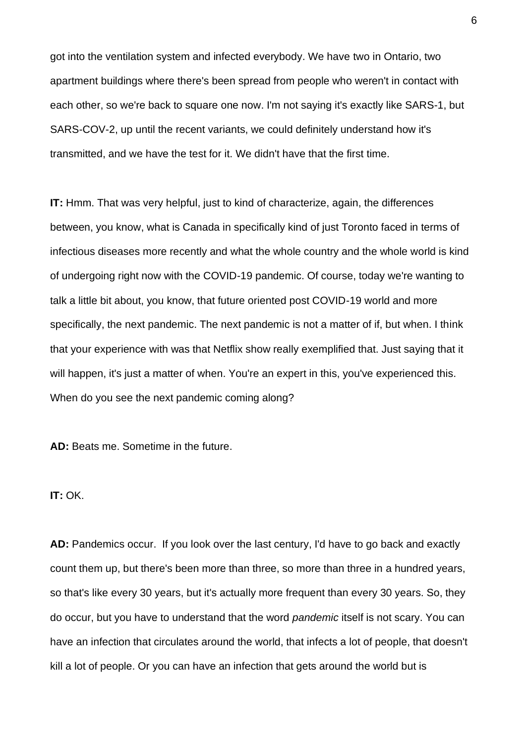got into the ventilation system and infected everybody. We have two in Ontario, two apartment buildings where there's been spread from people who weren't in contact with each other, so we're back to square one now. I'm not saying it's exactly like SARS-1, but SARS-COV-2, up until the recent variants, we could definitely understand how it's transmitted, and we have the test for it. We didn't have that the first time.

**IT:** Hmm. That was very helpful, just to kind of characterize, again, the differences between, you know, what is Canada in specifically kind of just Toronto faced in terms of infectious diseases more recently and what the whole country and the whole world is kind of undergoing right now with the COVID-19 pandemic. Of course, today we're wanting to talk a little bit about, you know, that future oriented post COVID-19 world and more specifically, the next pandemic. The next pandemic is not a matter of if, but when. I think that your experience with was that Netflix show really exemplified that. Just saying that it will happen, it's just a matter of when. You're an expert in this, you've experienced this. When do you see the next pandemic coming along?

**AD:** Beats me. Sometime in the future.

**IT:** OK.

**AD:** Pandemics occur. If you look over the last century, I'd have to go back and exactly count them up, but there's been more than three, so more than three in a hundred years, so that's like every 30 years, but it's actually more frequent than every 30 years. So, they do occur, but you have to understand that the word *pandemic* itself is not scary. You can have an infection that circulates around the world, that infects a lot of people, that doesn't kill a lot of people. Or you can have an infection that gets around the world but is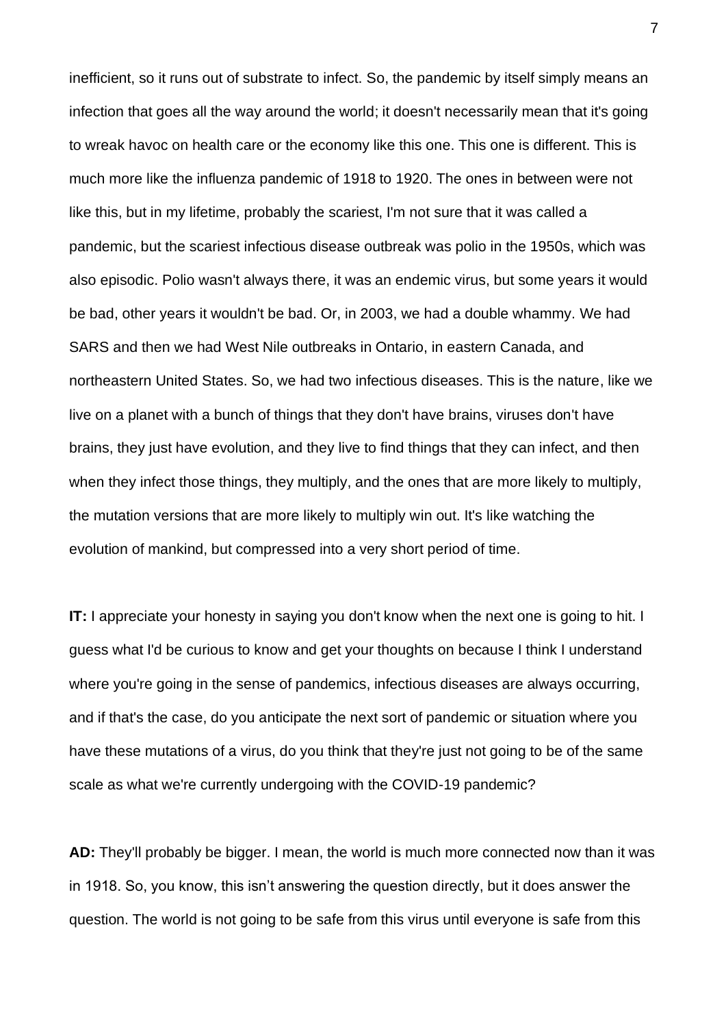inefficient, so it runs out of substrate to infect. So, the pandemic by itself simply means an infection that goes all the way around the world; it doesn't necessarily mean that it's going to wreak havoc on health care or the economy like this one. This one is different. This is much more like the influenza pandemic of 1918 to 1920. The ones in between were not like this, but in my lifetime, probably the scariest, I'm not sure that it was called a pandemic, but the scariest infectious disease outbreak was polio in the 1950s, which was also episodic. Polio wasn't always there, it was an endemic virus, but some years it would be bad, other years it wouldn't be bad. Or, in 2003, we had a double whammy. We had SARS and then we had West Nile outbreaks in Ontario, in eastern Canada, and northeastern United States. So, we had two infectious diseases. This is the nature, like we live on a planet with a bunch of things that they don't have brains, viruses don't have brains, they just have evolution, and they live to find things that they can infect, and then when they infect those things, they multiply, and the ones that are more likely to multiply, the mutation versions that are more likely to multiply win out. It's like watching the evolution of mankind, but compressed into a very short period of time.

**IT:** I appreciate your honesty in saying you don't know when the next one is going to hit. I guess what I'd be curious to know and get your thoughts on because I think I understand where you're going in the sense of pandemics, infectious diseases are always occurring, and if that's the case, do you anticipate the next sort of pandemic or situation where you have these mutations of a virus, do you think that they're just not going to be of the same scale as what we're currently undergoing with the COVID-19 pandemic?

**AD:** They'll probably be bigger. I mean, the world is much more connected now than it was in 1918. So, you know, this isn't answering the question directly, but it does answer the question. The world is not going to be safe from this virus until everyone is safe from this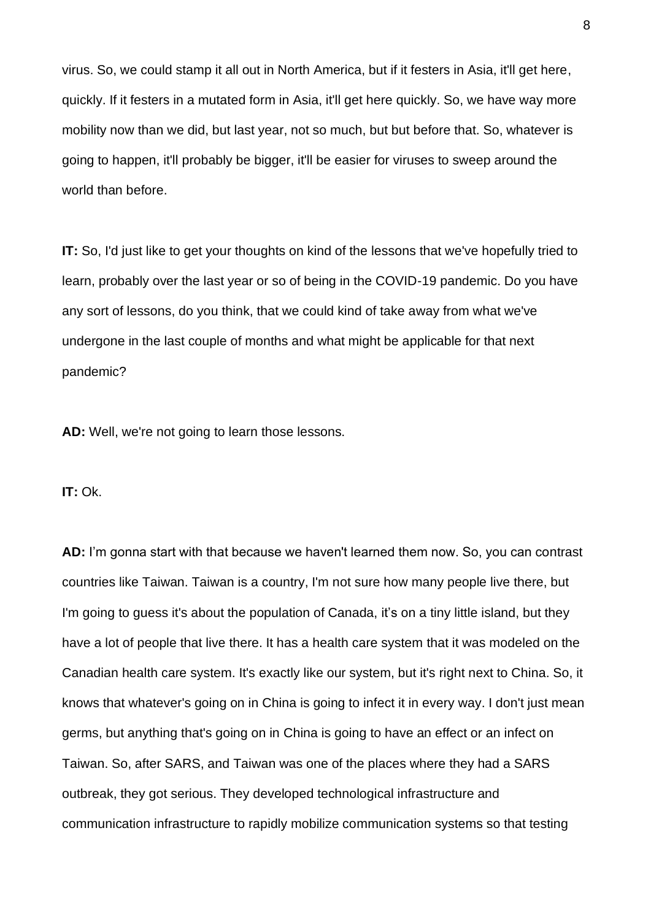virus. So, we could stamp it all out in North America, but if it festers in Asia, it'll get here, quickly. If it festers in a mutated form in Asia, it'll get here quickly. So, we have way more mobility now than we did, but last year, not so much, but but before that. So, whatever is going to happen, it'll probably be bigger, it'll be easier for viruses to sweep around the world than before.

**IT:** So, I'd just like to get your thoughts on kind of the lessons that we've hopefully tried to learn, probably over the last year or so of being in the COVID-19 pandemic. Do you have any sort of lessons, do you think, that we could kind of take away from what we've undergone in the last couple of months and what might be applicable for that next pandemic?

**AD:** Well, we're not going to learn those lessons.

**IT:** Ok.

**AD:** I'm gonna start with that because we haven't learned them now. So, you can contrast countries like Taiwan. Taiwan is a country, I'm not sure how many people live there, but I'm going to guess it's about the population of Canada, it's on a tiny little island, but they have a lot of people that live there. It has a health care system that it was modeled on the Canadian health care system. It's exactly like our system, but it's right next to China. So, it knows that whatever's going on in China is going to infect it in every way. I don't just mean germs, but anything that's going on in China is going to have an effect or an infect on Taiwan. So, after SARS, and Taiwan was one of the places where they had a SARS outbreak, they got serious. They developed technological infrastructure and communication infrastructure to rapidly mobilize communication systems so that testing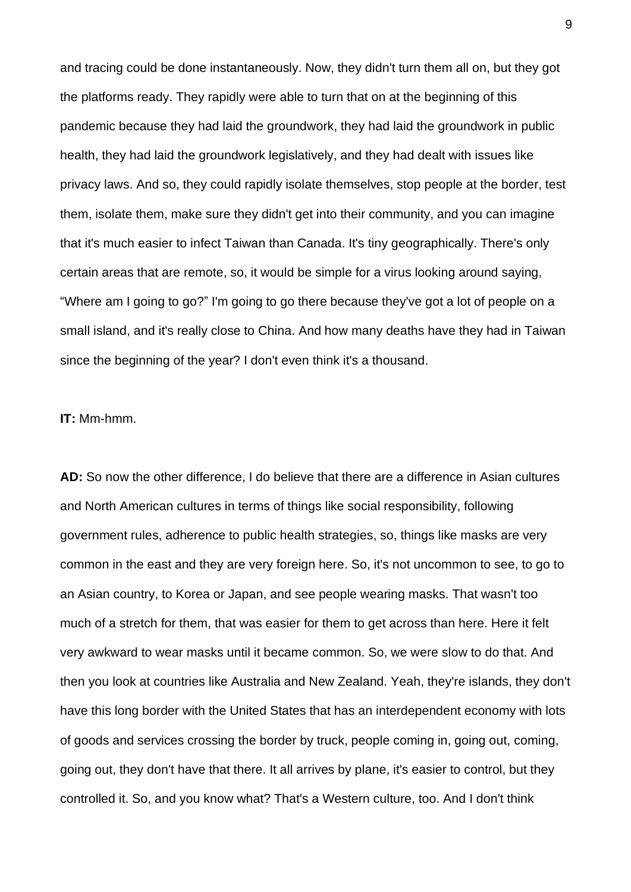and tracing could be done instantaneously. Now, they didn't turn them all on, but they got the platforms ready. They rapidly were able to turn that on at the beginning of this pandemic because they had laid the groundwork, they had laid the groundwork in public health, they had laid the groundwork legislatively, and they had dealt with issues like privacy laws. And so, they could rapidly isolate themselves, stop people at the border, test them, isolate them, make sure they didn't get into their community, and you can imagine that it's much easier to infect Taiwan than Canada. It's tiny geographically. There's only certain areas that are remote, so, it would be simple for a virus looking around saying, "Where am I going to go?" I'm going to go there because they've got a lot of people on a small island, and it's really close to China. And how many deaths have they had in Taiwan since the beginning of the year? I don't even think it's a thousand.

**IT:** Mm-hmm.

**AD:** So now the other difference, I do believe that there are a difference in Asian cultures and North American cultures in terms of things like social responsibility, following government rules, adherence to public health strategies, so, things like masks are very common in the east and they are very foreign here. So, it's not uncommon to see, to go to an Asian country, to Korea or Japan, and see people wearing masks. That wasn't too much of a stretch for them, that was easier for them to get across than here. Here it felt very awkward to wear masks until it became common. So, we were slow to do that. And then you look at countries like Australia and New Zealand. Yeah, they're islands, they don't have this long border with the United States that has an interdependent economy with lots of goods and services crossing the border by truck, people coming in, going out, coming, going out, they don't have that there. It all arrives by plane, it's easier to control, but they controlled it. So, and you know what? That's a Western culture, too. And I don't think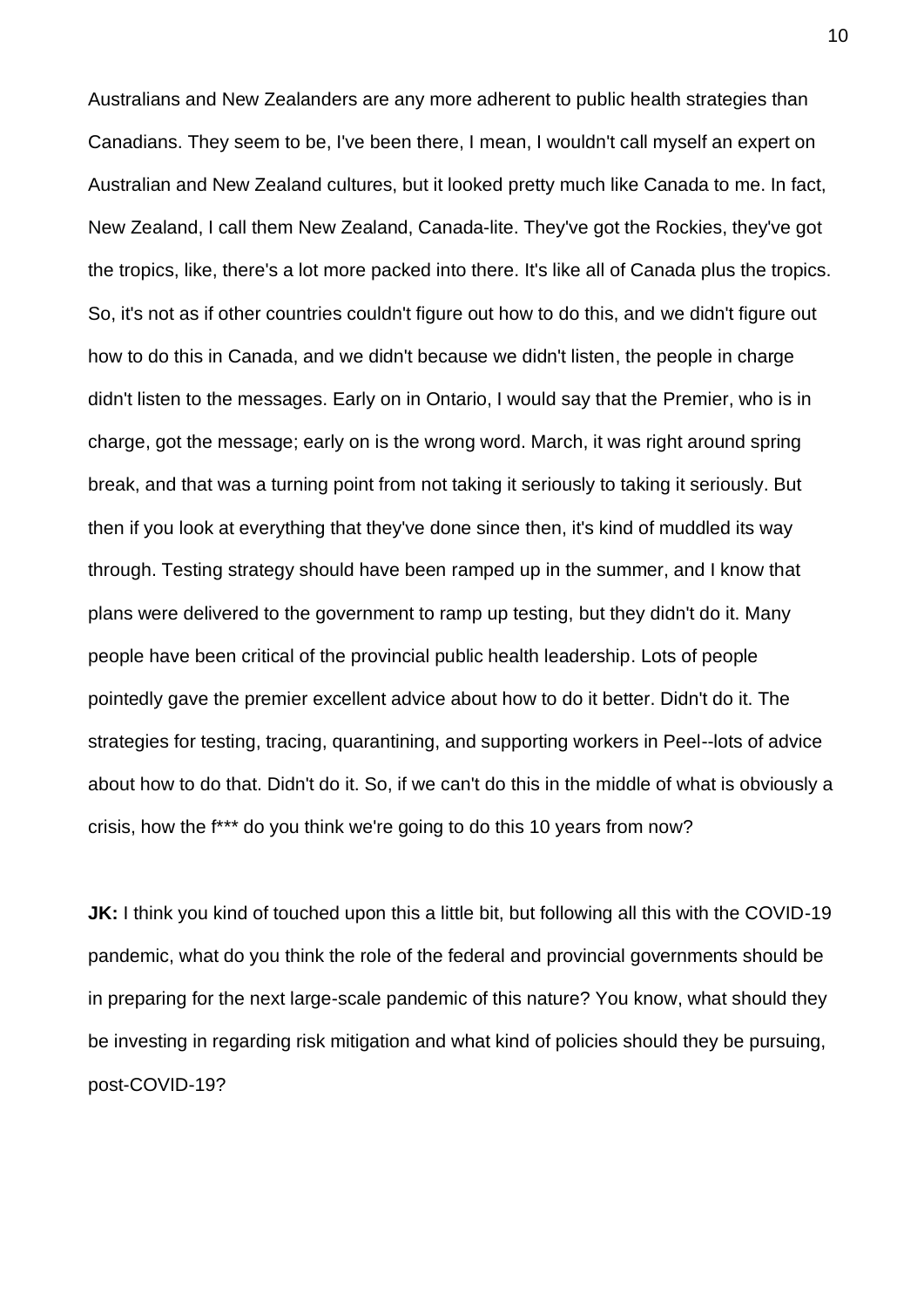Australians and New Zealanders are any more adherent to public health strategies than Canadians. They seem to be, I've been there, I mean, I wouldn't call myself an expert on Australian and New Zealand cultures, but it looked pretty much like Canada to me. In fact, New Zealand, I call them New Zealand, Canada-lite. They've got the Rockies, they've got the tropics, like, there's a lot more packed into there. It's like all of Canada plus the tropics. So, it's not as if other countries couldn't figure out how to do this, and we didn't figure out how to do this in Canada, and we didn't because we didn't listen, the people in charge didn't listen to the messages. Early on in Ontario, I would say that the Premier, who is in charge, got the message; early on is the wrong word. March, it was right around spring break, and that was a turning point from not taking it seriously to taking it seriously. But then if you look at everything that they've done since then, it's kind of muddled its way through. Testing strategy should have been ramped up in the summer, and I know that plans were delivered to the government to ramp up testing, but they didn't do it. Many people have been critical of the provincial public health leadership. Lots of people pointedly gave the premier excellent advice about how to do it better. Didn't do it. The strategies for testing, tracing, quarantining, and supporting workers in Peel--lots of advice about how to do that. Didn't do it. So, if we can't do this in the middle of what is obviously a crisis, how the f*** do you think we're going to do this 10 years from now?

**JK:** I think you kind of touched upon this a little bit, but following all this with the COVID-19 pandemic, what do you think the role of the federal and provincial governments should be in preparing for the next large-scale pandemic of this nature? You know, what should they be investing in regarding risk mitigation and what kind of policies should they be pursuing, post-COVID-19?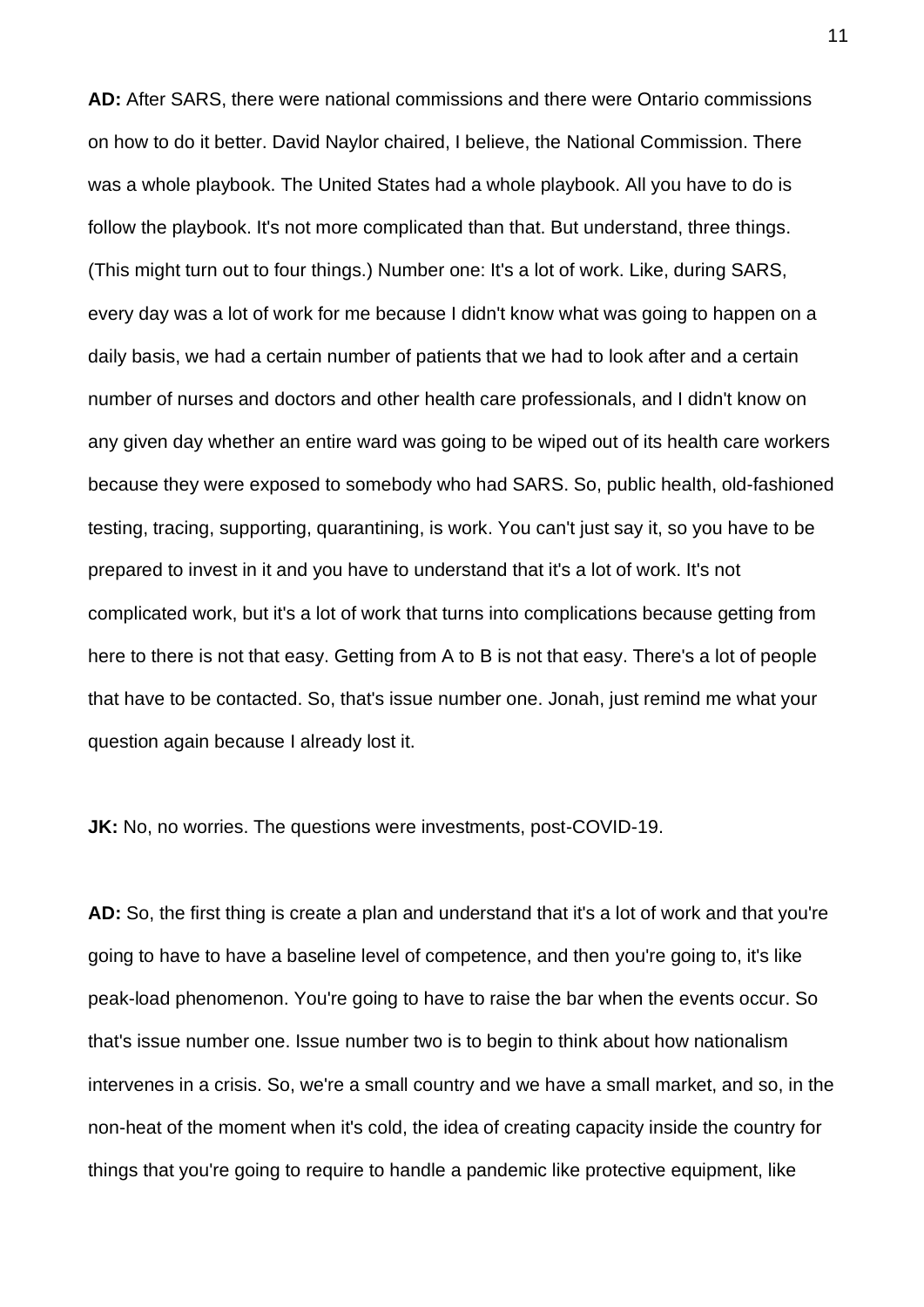**AD:** After SARS, there were national commissions and there were Ontario commissions on how to do it better. David Naylor chaired, I believe, the National Commission. There was a whole playbook. The United States had a whole playbook. All you have to do is follow the playbook. It's not more complicated than that. But understand, three things. (This might turn out to four things.) Number one: It's a lot of work. Like, during SARS, every day was a lot of work for me because I didn't know what was going to happen on a daily basis, we had a certain number of patients that we had to look after and a certain number of nurses and doctors and other health care professionals, and I didn't know on any given day whether an entire ward was going to be wiped out of its health care workers because they were exposed to somebody who had SARS. So, public health, old-fashioned testing, tracing, supporting, quarantining, is work. You can't just say it, so you have to be prepared to invest in it and you have to understand that it's a lot of work. It's not complicated work, but it's a lot of work that turns into complications because getting from here to there is not that easy. Getting from A to B is not that easy. There's a lot of people that have to be contacted. So, that's issue number one. Jonah, just remind me what your question again because I already lost it.

**JK:** No, no worries. The questions were investments, post-COVID-19.

**AD:** So, the first thing is create a plan and understand that it's a lot of work and that you're going to have to have a baseline level of competence, and then you're going to, it's like peak-load phenomenon. You're going to have to raise the bar when the events occur. So that's issue number one. Issue number two is to begin to think about how nationalism intervenes in a crisis. So, we're a small country and we have a small market, and so, in the non-heat of the moment when it's cold, the idea of creating capacity inside the country for things that you're going to require to handle a pandemic like protective equipment, like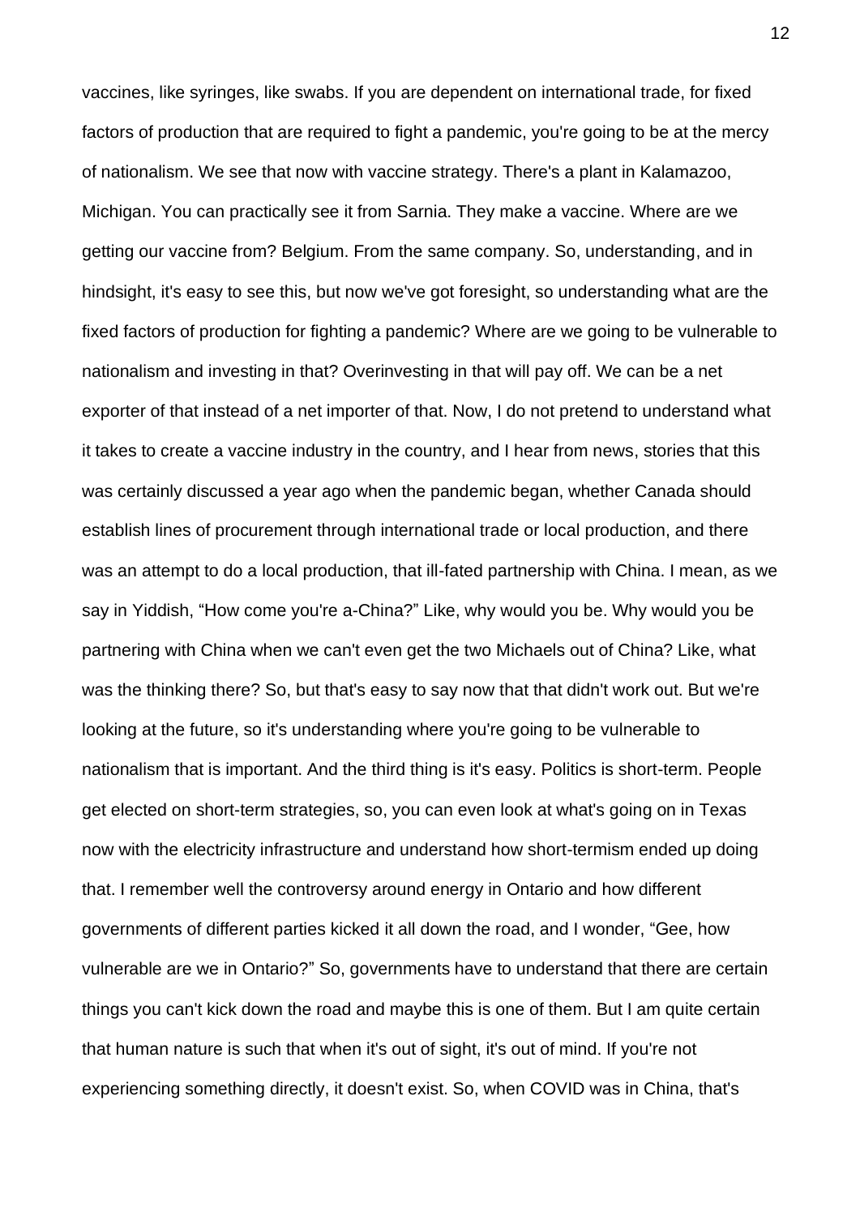vaccines, like syringes, like swabs. If you are dependent on international trade, for fixed factors of production that are required to fight a pandemic, you're going to be at the mercy of nationalism. We see that now with vaccine strategy. There's a plant in Kalamazoo, Michigan. You can practically see it from Sarnia. They make a vaccine. Where are we getting our vaccine from? Belgium. From the same company. So, understanding, and in hindsight, it's easy to see this, but now we've got foresight, so understanding what are the fixed factors of production for fighting a pandemic? Where are we going to be vulnerable to nationalism and investing in that? Overinvesting in that will pay off. We can be a net exporter of that instead of a net importer of that. Now, I do not pretend to understand what it takes to create a vaccine industry in the country, and I hear from news, stories that this was certainly discussed a year ago when the pandemic began, whether Canada should establish lines of procurement through international trade or local production, and there was an attempt to do a local production, that ill-fated partnership with China. I mean, as we say in Yiddish, "How come you're a-China?" Like, why would you be. Why would you be partnering with China when we can't even get the two Michaels out of China? Like, what was the thinking there? So, but that's easy to say now that that didn't work out. But we're looking at the future, so it's understanding where you're going to be vulnerable to nationalism that is important. And the third thing is it's easy. Politics is short-term. People get elected on short-term strategies, so, you can even look at what's going on in Texas now with the electricity infrastructure and understand how short-termism ended up doing that. I remember well the controversy around energy in Ontario and how different governments of different parties kicked it all down the road, and I wonder, "Gee, how vulnerable are we in Ontario?" So, governments have to understand that there are certain things you can't kick down the road and maybe this is one of them. But I am quite certain that human nature is such that when it's out of sight, it's out of mind. If you're not experiencing something directly, it doesn't exist. So, when COVID was in China, that's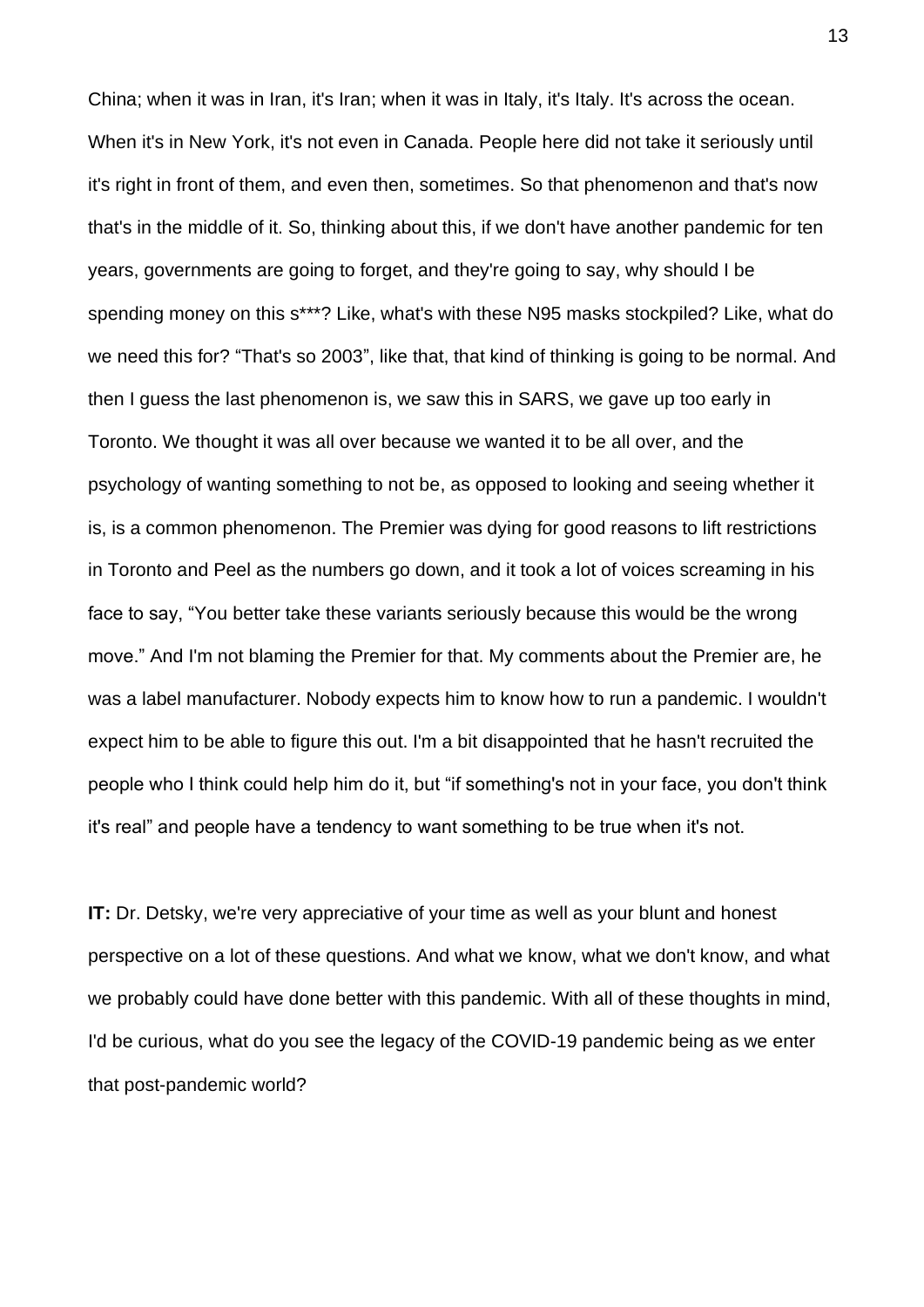China; when it was in Iran, it's Iran; when it was in Italy, it's Italy. It's across the ocean. When it's in New York, it's not even in Canada. People here did not take it seriously until it's right in front of them, and even then, sometimes. So that phenomenon and that's now that's in the middle of it. So, thinking about this, if we don't have another pandemic for ten years, governments are going to forget, and they're going to say, why should I be spending money on this s***? Like, what's with these N95 masks stockpiled? Like, what do we need this for? "That's so 2003", like that, that kind of thinking is going to be normal. And then I guess the last phenomenon is, we saw this in SARS, we gave up too early in Toronto. We thought it was all over because we wanted it to be all over, and the psychology of wanting something to not be, as opposed to looking and seeing whether it is, is a common phenomenon. The Premier was dying for good reasons to lift restrictions in Toronto and Peel as the numbers go down, and it took a lot of voices screaming in his face to say, "You better take these variants seriously because this would be the wrong move." And I'm not blaming the Premier for that. My comments about the Premier are, he was a label manufacturer. Nobody expects him to know how to run a pandemic. I wouldn't expect him to be able to figure this out. I'm a bit disappointed that he hasn't recruited the people who I think could help him do it, but "if something's not in your face, you don't think it's real" and people have a tendency to want something to be true when it's not.

**IT:** Dr. Detsky, we're very appreciative of your time as well as your blunt and honest perspective on a lot of these questions. And what we know, what we don't know, and what we probably could have done better with this pandemic. With all of these thoughts in mind, I'd be curious, what do you see the legacy of the COVID-19 pandemic being as we enter that post-pandemic world?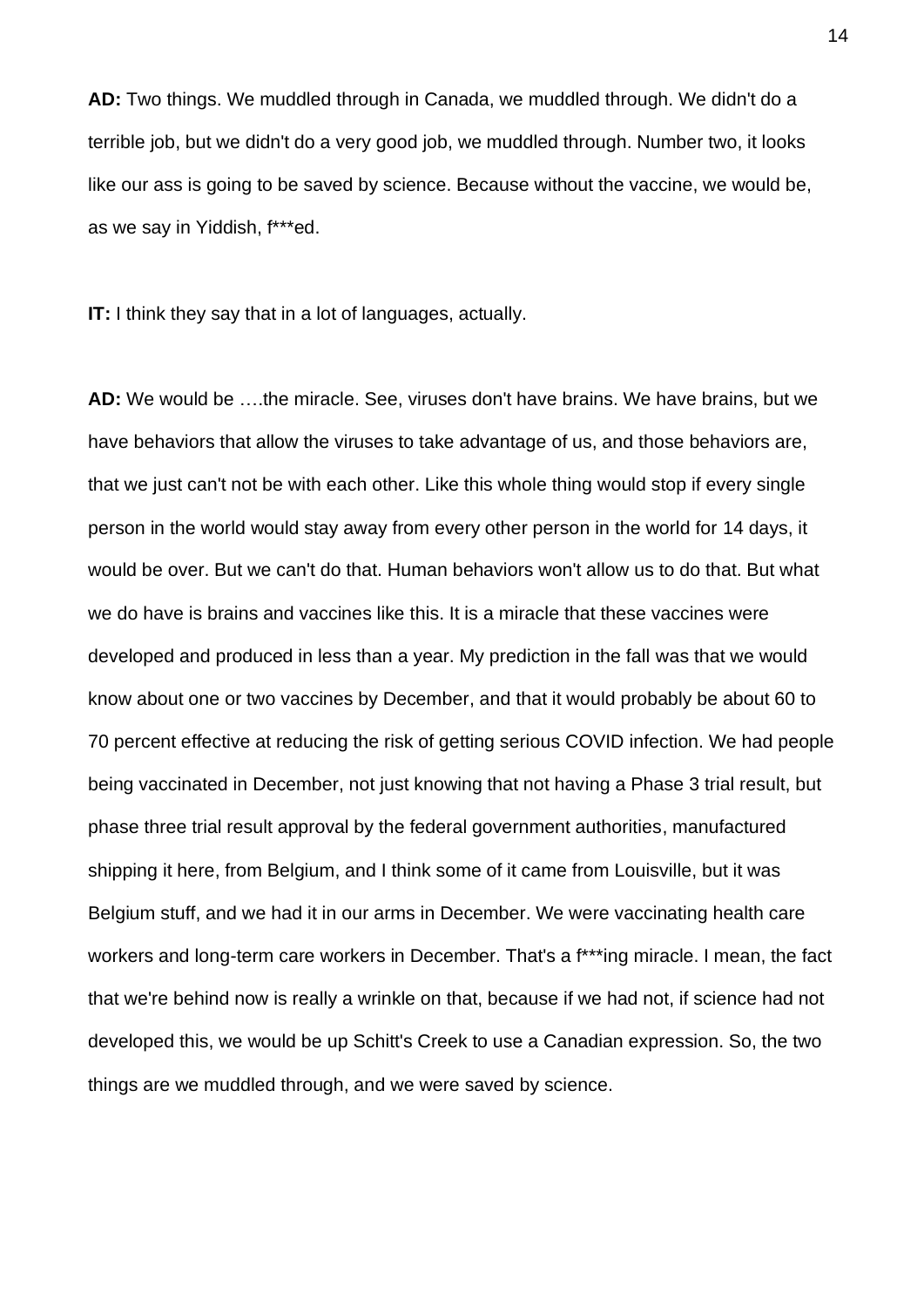**AD:** Two things. We muddled through in Canada, we muddled through. We didn't do a terrible job, but we didn't do a very good job, we muddled through. Number two, it looks like our ass is going to be saved by science. Because without the vaccine, we would be, as we say in Yiddish, f***ed.

**IT:** I think they say that in a lot of languages, actually.

**AD:** We would be ….the miracle. See, viruses don't have brains. We have brains, but we have behaviors that allow the viruses to take advantage of us, and those behaviors are, that we just can't not be with each other. Like this whole thing would stop if every single person in the world would stay away from every other person in the world for 14 days, it would be over. But we can't do that. Human behaviors won't allow us to do that. But what we do have is brains and vaccines like this. It is a miracle that these vaccines were developed and produced in less than a year. My prediction in the fall was that we would know about one or two vaccines by December, and that it would probably be about 60 to 70 percent effective at reducing the risk of getting serious COVID infection. We had people being vaccinated in December, not just knowing that not having a Phase 3 trial result, but phase three trial result approval by the federal government authorities, manufactured shipping it here, from Belgium, and I think some of it came from Louisville, but it was Belgium stuff, and we had it in our arms in December. We were vaccinating health care workers and long-term care workers in December. That's a f***ing miracle. I mean, the fact that we're behind now is really a wrinkle on that, because if we had not, if science had not developed this, we would be up Schitt's Creek to use a Canadian expression. So, the two things are we muddled through, and we were saved by science.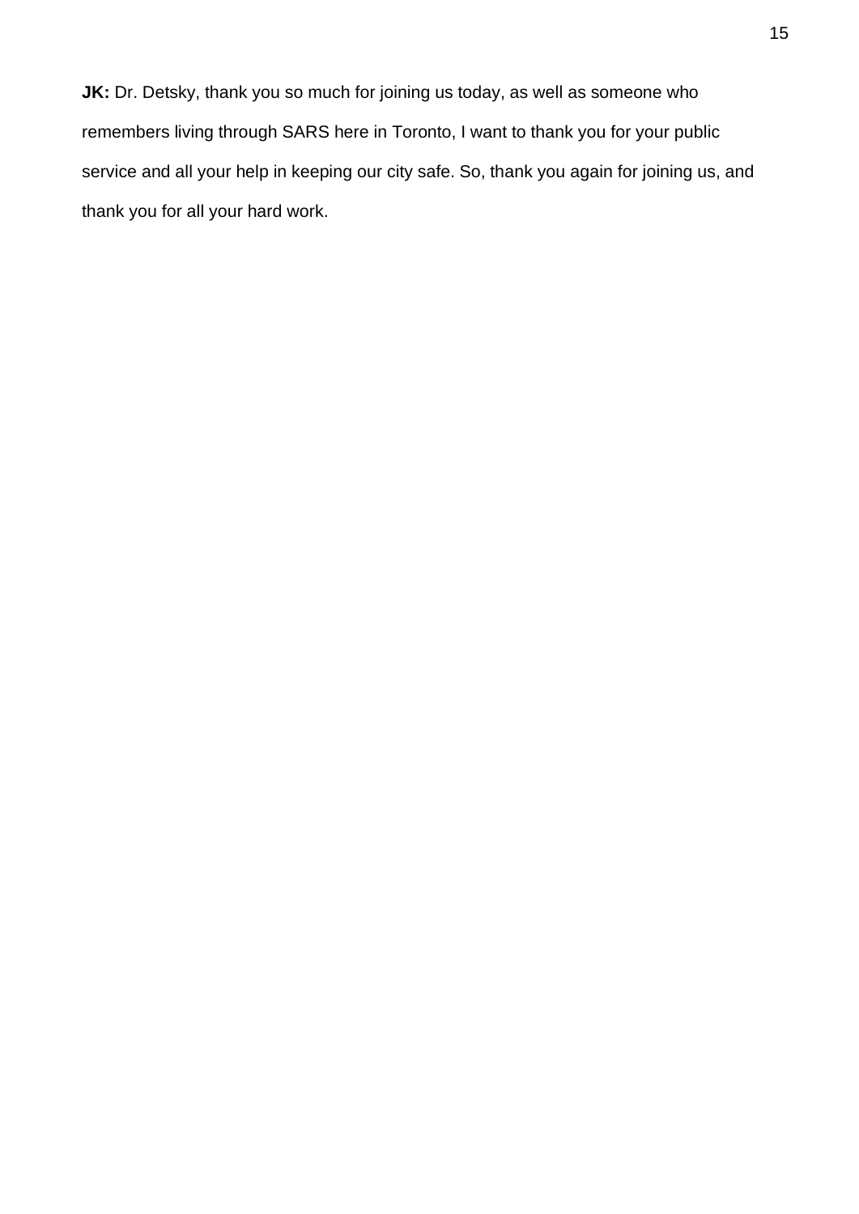**JK:** Dr. Detsky, thank you so much for joining us today, as well as someone who remembers living through SARS here in Toronto, I want to thank you for your public service and all your help in keeping our city safe. So, thank you again for joining us, and thank you for all your hard work.